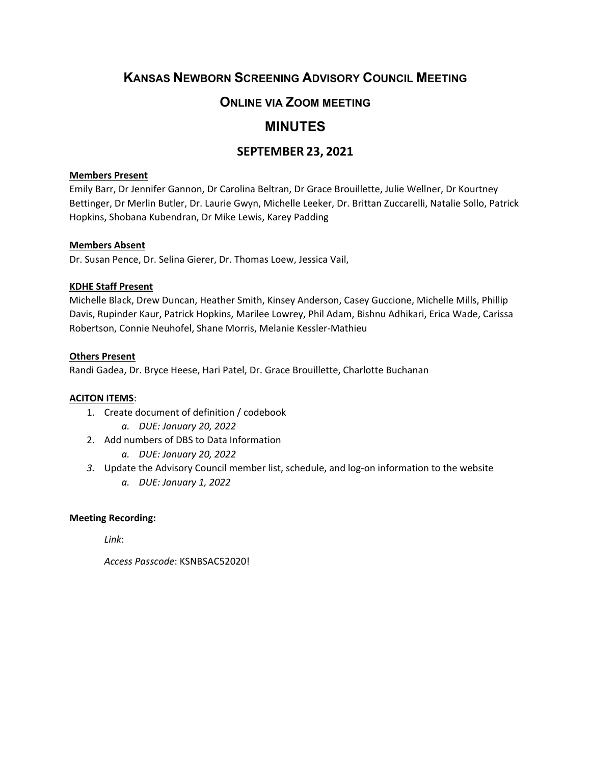# Kansas Newborn Screening Advisory Council Meeting

## Online via Zoom meeting

# MINUTES

## SEPTEMBER 23, 2021

**Members Present**

Emily Barr, Dr Jennifer Gannon, Dr Carolina Beltran, Dr Grace Brouillette, Julie Wellner, Dr Kourtney Bettinger, Dr Merlin Butler, Dr. Laurie Gwyn, Michelle Leeker, Dr. Brittan Zuccarelli, Natalie Sollo, Patrick Hopkins, Shobana Kubendran, Dr Mike Lewis, Karey Padding

**Members Absent**

Dr. Susan Pence, Dr. Selina Gierer, Dr. Thomas Loew, Jessica Vail,

**KDHE Staff Present**

Michelle Black, Drew Duncan, Heather Smith, Kinsey Anderson, Casey Guccione, Michelle Mills, Phillip Davis, Rupinder Kaur, Patrick Hopkins, Marilee Lowrey, Phil Adam, Bishnu Adhikari, Erica Wade, Carissa Robertson, Connie Neuhofel, Shane Morris, Melanie Kessler-Mathieu

**Others Present**

Randi Gadea, Dr. Bryce Heese, Hari Patel, Dr. Grace Brouillette, Charlotte Buchanan

**ACITON ITEMS**:

1. Create document of definition / codebook
   a. *DUE: January 20, 2022*
2. Add numbers of DBS to Data Information
   a. *DUE: January 20, 2022*
3. Update the Advisory Council member list, schedule, and log-on information to the website
   a. *DUE: January 1, 2022*

**Meeting Recording:**

*Link*:

*Access Passcode*: KSNBSAC52020!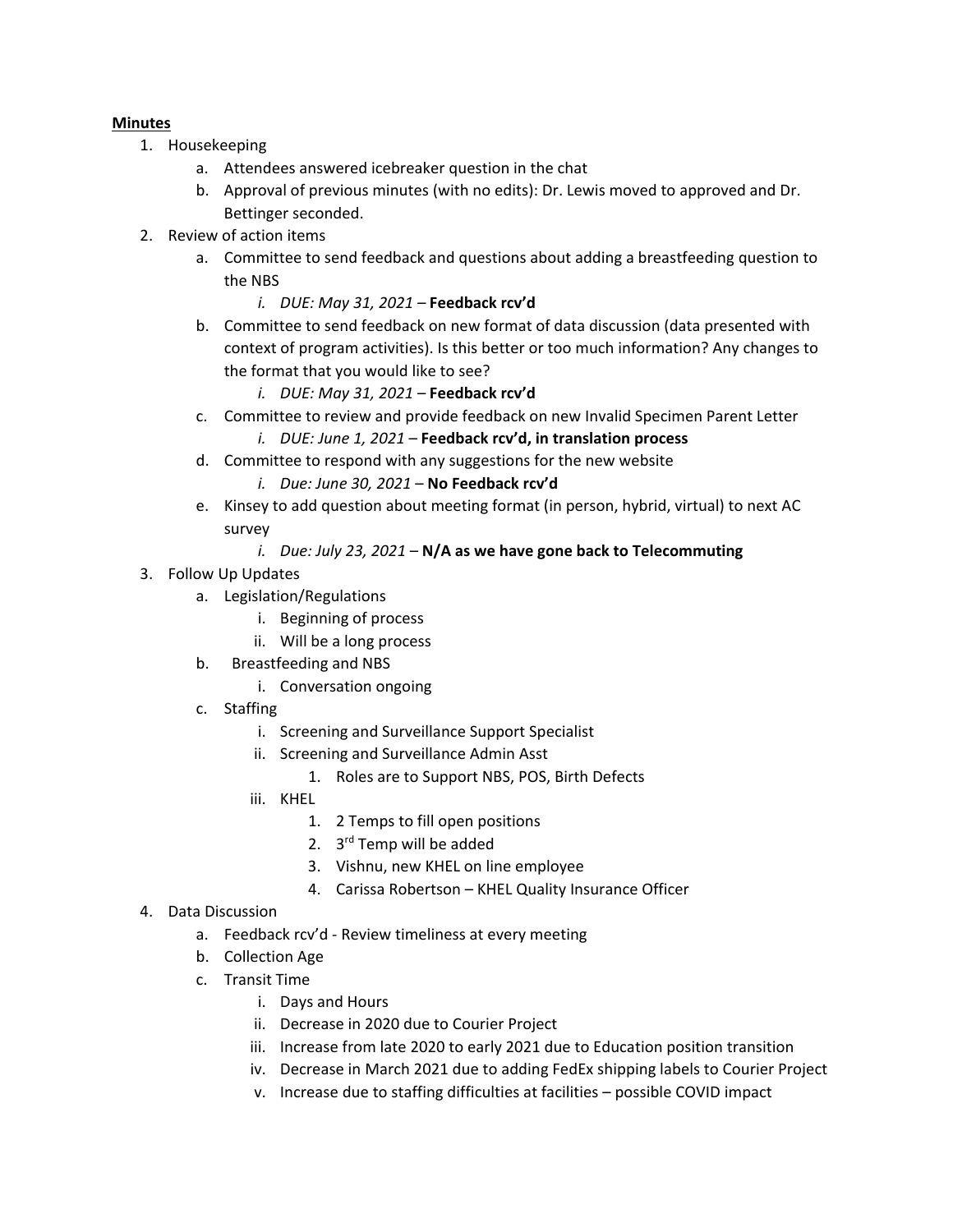**Minutes**

1. Housekeeping
    a. Attendees answered icebreaker question in the chat
    b. Approval of previous minutes (with no edits): Dr. Lewis moved to approved and Dr. Bettinger seconded.
2. Review of action items
    a. Committee to send feedback and questions about adding a breastfeeding question to the NBS
        i. *DUE: May 31, 2021* – **Feedback rcv'd**
    b. Committee to send feedback on new format of data discussion (data presented with context of program activities). Is this better or too much information? Any changes to the format that you would like to see?
        i. *DUE: May 31, 2021* – **Feedback rcv'd**
    c. Committee to review and provide feedback on new Invalid Specimen Parent Letter
        i. *DUE: June 1, 2021* – **Feedback rcv'd, in translation process**
    d. Committee to respond with any suggestions for the new website
        i. *Due: June 30, 2021* – **No Feedback rcv'd**
    e. Kinsey to add question about meeting format (in person, hybrid, virtual) to next AC survey
        i. *Due: July 23, 2021* – **N/A as we have gone back to Telecommuting**
3. Follow Up Updates
    a. Legislation/Regulations
        i. Beginning of process
        ii. Will be a long process
    b. Breastfeeding and NBS
        i. Conversation ongoing
    c. Staffing
        i. Screening and Surveillance Support Specialist
        ii. Screening and Surveillance Admin Asst
            1. Roles are to Support NBS, POS, Birth Defects
        iii. KHEL
            1. 2 Temps to fill open positions
            2. 3rd Temp will be added
            3. Vishnu, new KHEL on line employee
            4. Carissa Robertson – KHEL Quality Insurance Officer
4. Data Discussion
    a. Feedback rcv'd - Review timeliness at every meeting
    b. Collection Age
    c. Transit Time
        i. Days and Hours
        ii. Decrease in 2020 due to Courier Project
        iii. Increase from late 2020 to early 2021 due to Education position transition
        iv. Decrease in March 2021 due to adding FedEx shipping labels to Courier Project
        v. Increase due to staffing difficulties at facilities – possible COVID impact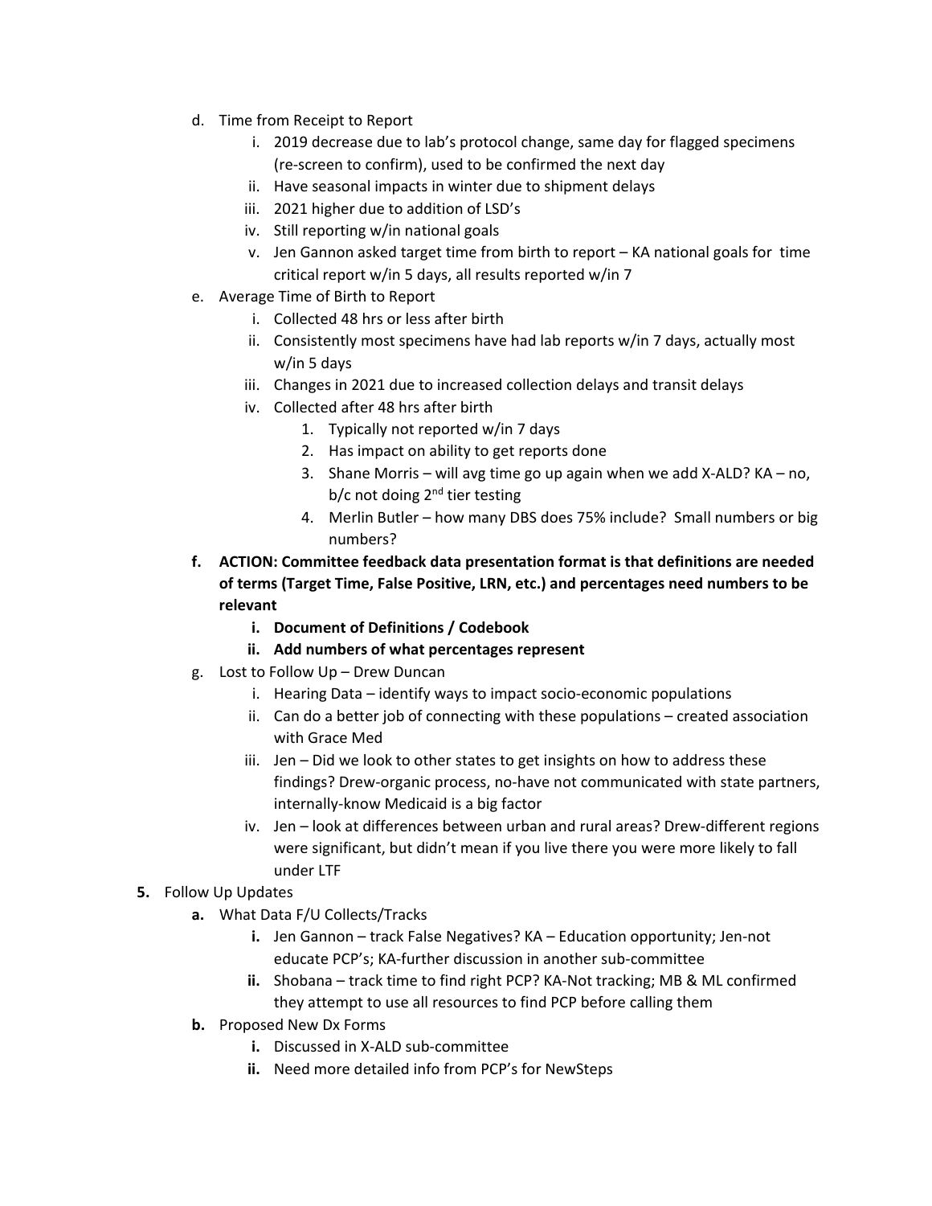d. Time from Receipt to Report
    i. 2019 decrease due to lab's protocol change, same day for flagged specimens (re-screen to confirm), used to be confirmed the next day
    ii. Have seasonal impacts in winter due to shipment delays
    iii. 2021 higher due to addition of LSD's
    iv. Still reporting w/in national goals
    v. Jen Gannon asked target time from birth to report – KA national goals for time critical report w/in 5 days, all results reported w/in 7

e. Average Time of Birth to Report
    i. Collected 48 hrs or less after birth
    ii. Consistently most specimens have had lab reports w/in 7 days, actually most w/in 5 days
    iii. Changes in 2021 due to increased collection delays and transit delays
    iv. Collected after 48 hrs after birth
        1. Typically not reported w/in 7 days
        2. Has impact on ability to get reports done
        3. Shane Morris – will avg time go up again when we add X-ALD? KA – no, b/c not doing 2nd tier testing
        4. Merlin Butler – how many DBS does 75% include? Small numbers or big numbers?

**f. ACTION: Committee feedback data presentation format is that definitions are needed of terms (Target Time, False Positive, LRN, etc.) and percentages need numbers to be relevant**
    **i. Document of Definitions / Codebook**
    **ii. Add numbers of what percentages represent**

g. Lost to Follow Up – Drew Duncan
    i. Hearing Data – identify ways to impact socio-economic populations
    ii. Can do a better job of connecting with these populations – created association with Grace Med
    iii. Jen – Did we look to other states to get insights on how to address these findings? Drew-organic process, no-have not communicated with state partners, internally-know Medicaid is a big factor
    iv. Jen – look at differences between urban and rural areas? Drew-different regions were significant, but didn't mean if you live there you were more likely to fall under LTF

**5.** Follow Up Updates
    **a.** What Data F/U Collects/Tracks
        **i.** Jen Gannon – track False Negatives? KA – Education opportunity; Jen-not educate PCP's; KA-further discussion in another sub-committee
        **ii.** Shobana – track time to find right PCP? KA-Not tracking; MB & ML confirmed they attempt to use all resources to find PCP before calling them
    **b.** Proposed New Dx Forms
        **i.** Discussed in X-ALD sub-committee
        **ii.** Need more detailed info from PCP's for NewSteps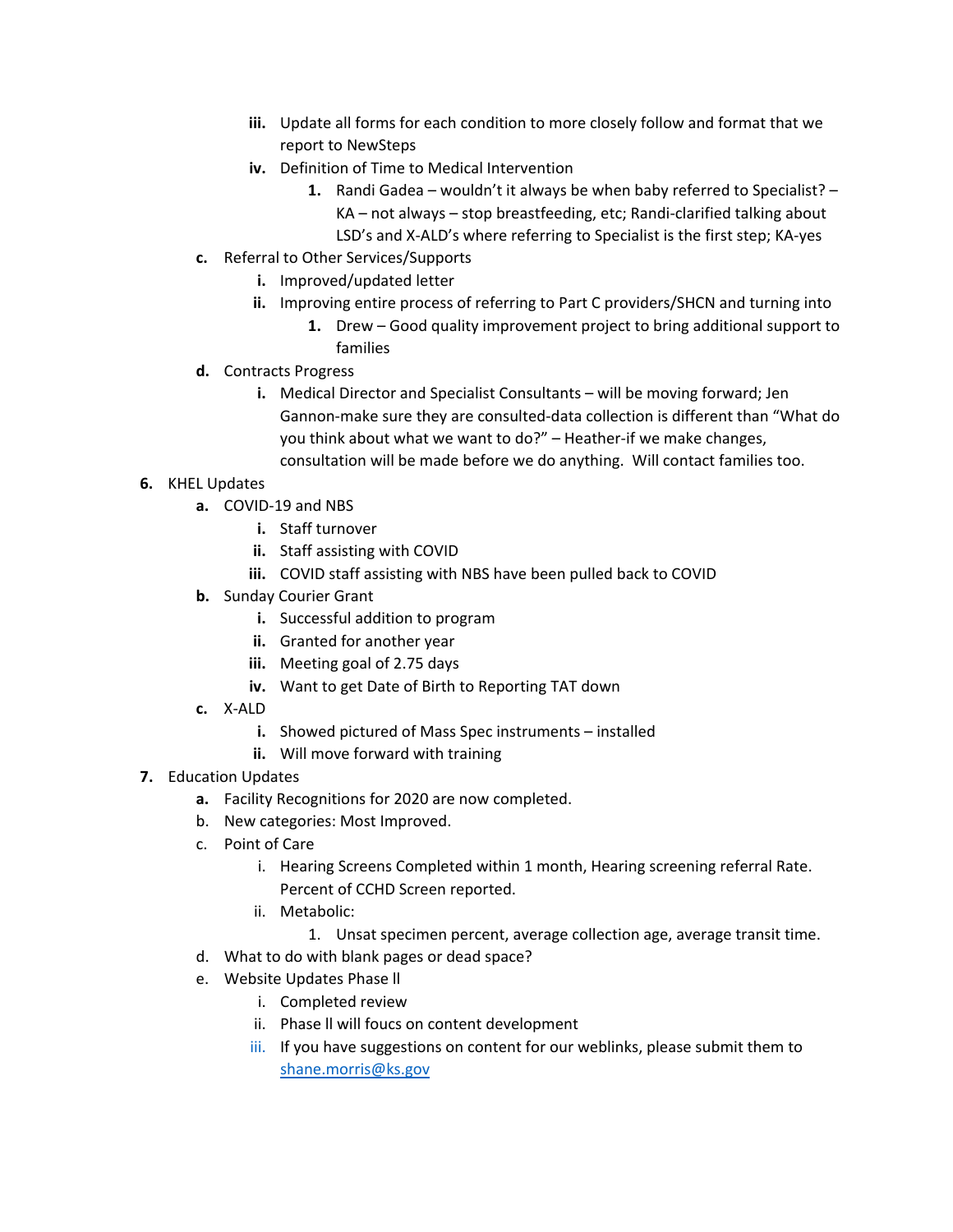iii. Update all forms for each condition to more closely follow and format that we report to NewSteps
   iv. Definition of Time to Medical Intervention
      1. Randi Gadea – wouldn't it always be when baby referred to Specialist? – KA – not always – stop breastfeeding, etc; Randi-clarified talking about LSD's and X-ALD's where referring to Specialist is the first step; KA-yes
- c. Referral to Other Services/Supports
   i. Improved/updated letter
   ii. Improving entire process of referring to Part C providers/SHCN and turning into
      1. Drew – Good quality improvement project to bring additional support to families
- d. Contracts Progress
   i. Medical Director and Specialist Consultants – will be moving forward; Jen Gannon-make sure they are consulted-data collection is different than "What do you think about what we want to do?" – Heather-if we make changes, consultation will be made before we do anything. Will contact families too.

6. KHEL Updates
   - a. COVID-19 and NBS
      i. Staff turnover
      ii. Staff assisting with COVID
      iii. COVID staff assisting with NBS have been pulled back to COVID
   - b. Sunday Courier Grant
      i. Successful addition to program
      ii. Granted for another year
      iii. Meeting goal of 2.75 days
      iv. Want to get Date of Birth to Reporting TAT down
   - c. X-ALD
      i. Showed pictured of Mass Spec instruments – installed
      ii. Will move forward with training
7. Education Updates
   - a. Facility Recognitions for 2020 are now completed.
   - b. New categories: Most Improved.
   - c. Point of Care
      i. Hearing Screens Completed within 1 month, Hearing screening referral Rate. Percent of CCHD Screen reported.
      ii. Metabolic:
         1. Unsat specimen percent, average collection age, average transit time.
   - d. What to do with blank pages or dead space?
   - e. Website Updates Phase ll
      i. Completed review
      ii. Phase ll will foucs on content development
      iii. If you have suggestions on content for our weblinks, please submit them to shane.morris@ks.gov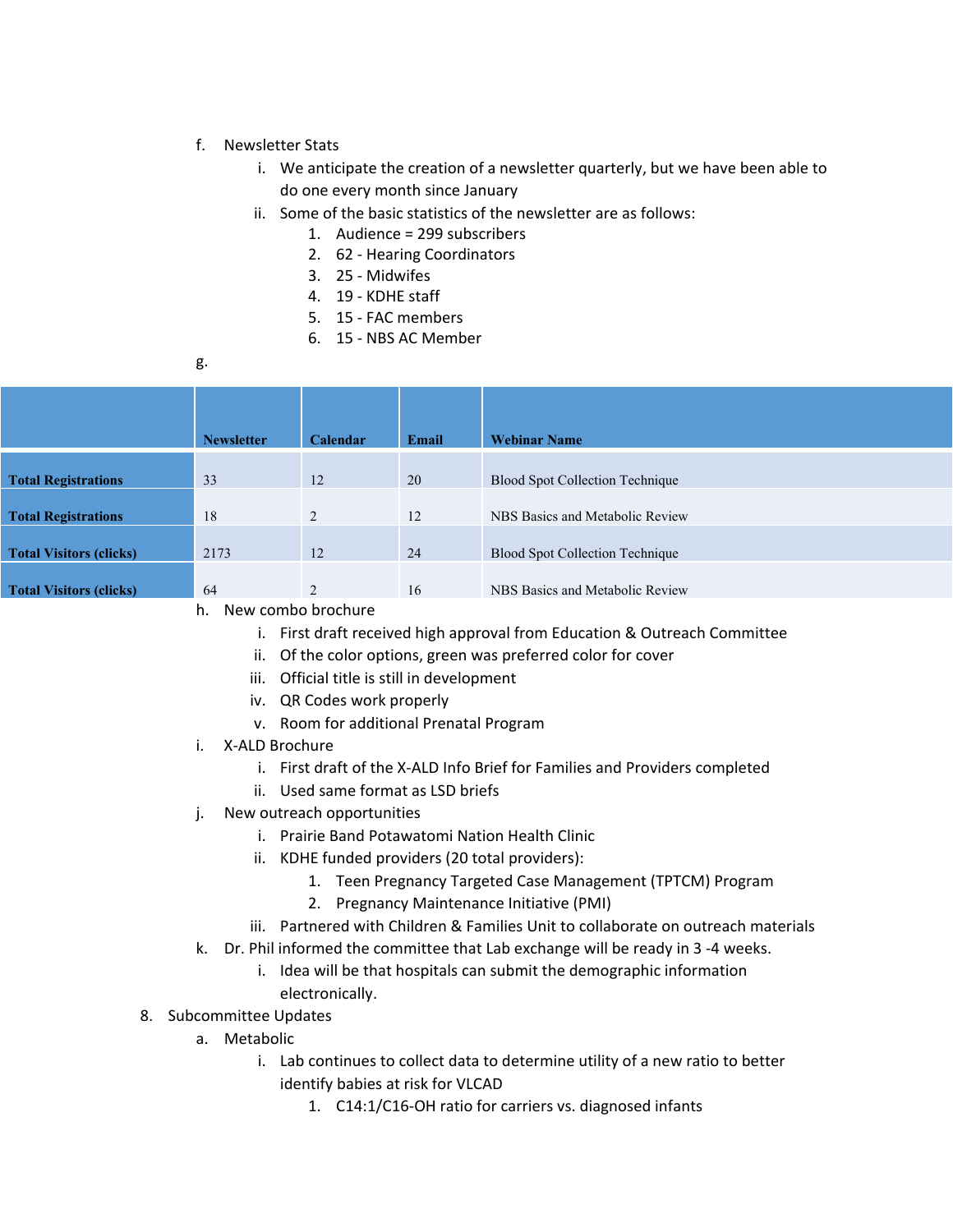f. Newsletter Stats
    i. We anticipate the creation of a newsletter quarterly, but we have been able to do one every month since January
    ii. Some of the basic statistics of the newsletter are as follows:
        1. Audience = 299 subscribers
        2. 62 - Hearing Coordinators
        3. 25 - Midwifes
        4. 19 - KDHE staff
        5. 15 - FAC members
        6. 15 - NBS AC Member

g.

| | Newsletter | Calendar | Email | Webinar Name |
|---|---|---|---|---|
| **Total Registrations** | 33 | 12 | 20 | Blood Spot Collection Technique |
| **Total Registrations** | 18 | 2 | 12 | NBS Basics and Metabolic Review |
| **Total Visitors (clicks)** | 2173 | 12 | 24 | Blood Spot Collection Technique |
| **Total Visitors (clicks)** | 64 | 2 | 16 | NBS Basics and Metabolic Review |

h. New combo brochure
    i. First draft received high approval from Education & Outreach Committee
    ii. Of the color options, green was preferred color for cover
    iii. Official title is still in development
    iv. QR Codes work properly
    v. Room for additional Prenatal Program

i. X-ALD Brochure
    i. First draft of the X-ALD Info Brief for Families and Providers completed
    ii. Used same format as LSD briefs

j. New outreach opportunities
    i. Prairie Band Potawatomi Nation Health Clinic
    ii. KDHE funded providers (20 total providers):
        1. Teen Pregnancy Targeted Case Management (TPTCM) Program
        2. Pregnancy Maintenance Initiative (PMI)
    iii. Partnered with Children & Families Unit to collaborate on outreach materials

k. Dr. Phil informed the committee that Lab exchange will be ready in 3 -4 weeks.
    i. Idea will be that hospitals can submit the demographic information electronically.

8. Subcommittee Updates
    a. Metabolic
        i. Lab continues to collect data to determine utility of a new ratio to better identify babies at risk for VLCAD
            1. C14:1/C16-OH ratio for carriers vs. diagnosed infants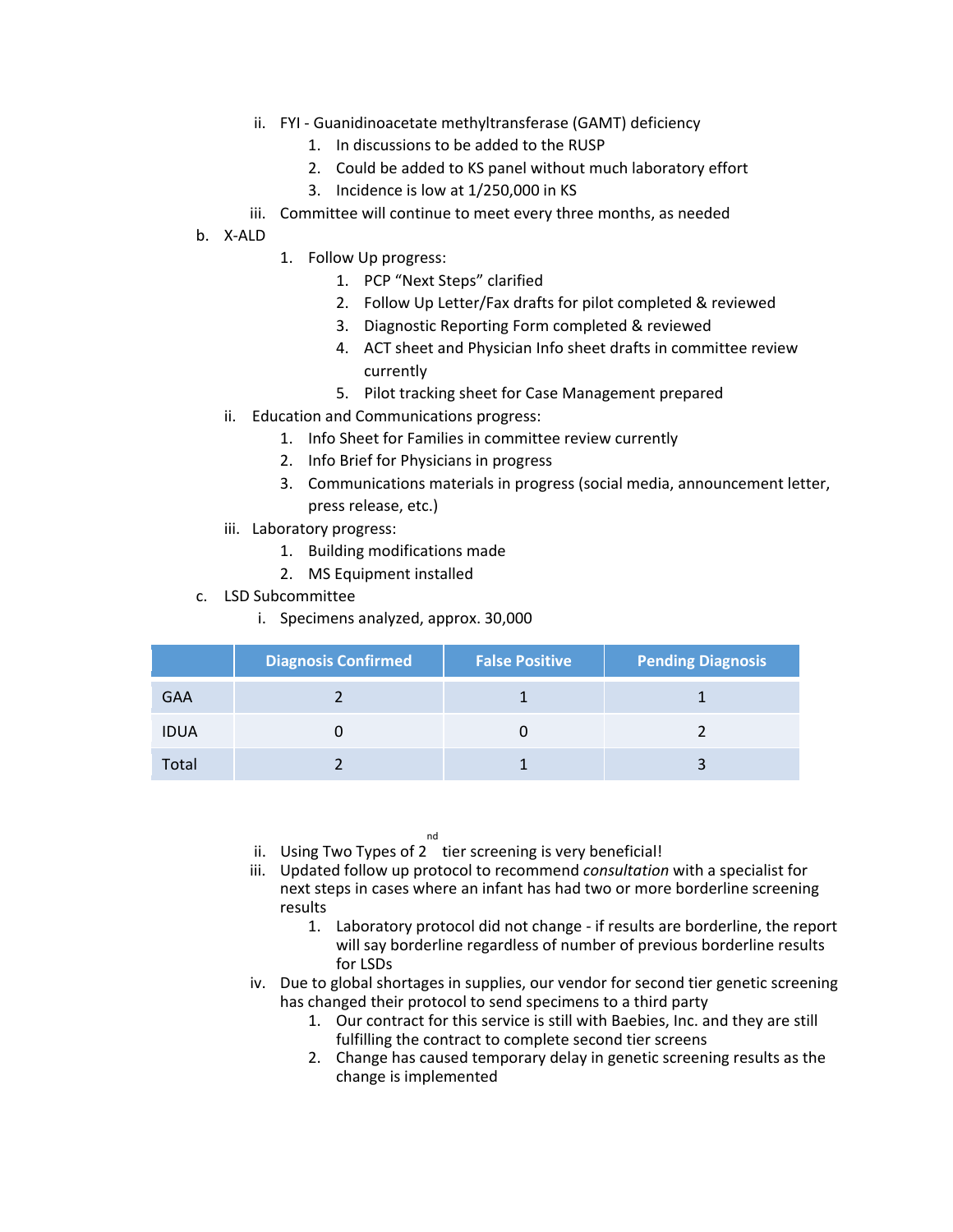ii. FYI - Guanidinoacetate methyltransferase (GAMT) deficiency
    1. In discussions to be added to the RUSP
    2. Could be added to KS panel without much laboratory effort
    3. Incidence is low at 1/250,000 in KS

iii. Committee will continue to meet every three months, as needed

b. X-ALD
    1. Follow Up progress:
        1. PCP “Next Steps” clarified
        2. Follow Up Letter/Fax drafts for pilot completed & reviewed
        3. Diagnostic Reporting Form completed & reviewed
        4. ACT sheet and Physician Info sheet drafts in committee review currently
        5. Pilot tracking sheet for Case Management prepared

    ii. Education and Communications progress:
        1. Info Sheet for Families in committee review currently
        2. Info Brief for Physicians in progress
        3. Communications materials in progress (social media, announcement letter, press release, etc.)

    iii. Laboratory progress:
        1. Building modifications made
        2. MS Equipment installed

c. LSD Subcommittee
    i. Specimens analyzed, approx. 30,000

| | Diagnosis Confirmed | False Positive | Pending Diagnosis |
|---|---|---|---|
| GAA | 2 | 1 | 1 |
| IDUA | 0 | 0 | 2 |
| Total | 2 | 1 | 3 |

ii. Using Two Types of 2nd tier screening is very beneficial!

iii. Updated follow up protocol to recommend *consultation* with a specialist for next steps in cases where an infant has had two or more borderline screening results
    1. Laboratory protocol did not change - if results are borderline, the report will say borderline regardless of number of previous borderline results for LSDs

iv. Due to global shortages in supplies, our vendor for second tier genetic screening has changed their protocol to send specimens to a third party
    1. Our contract for this service is still with Baebies, Inc. and they are still fulfilling the contract to complete second tier screens
    2. Change has caused temporary delay in genetic screening results as the change is implemented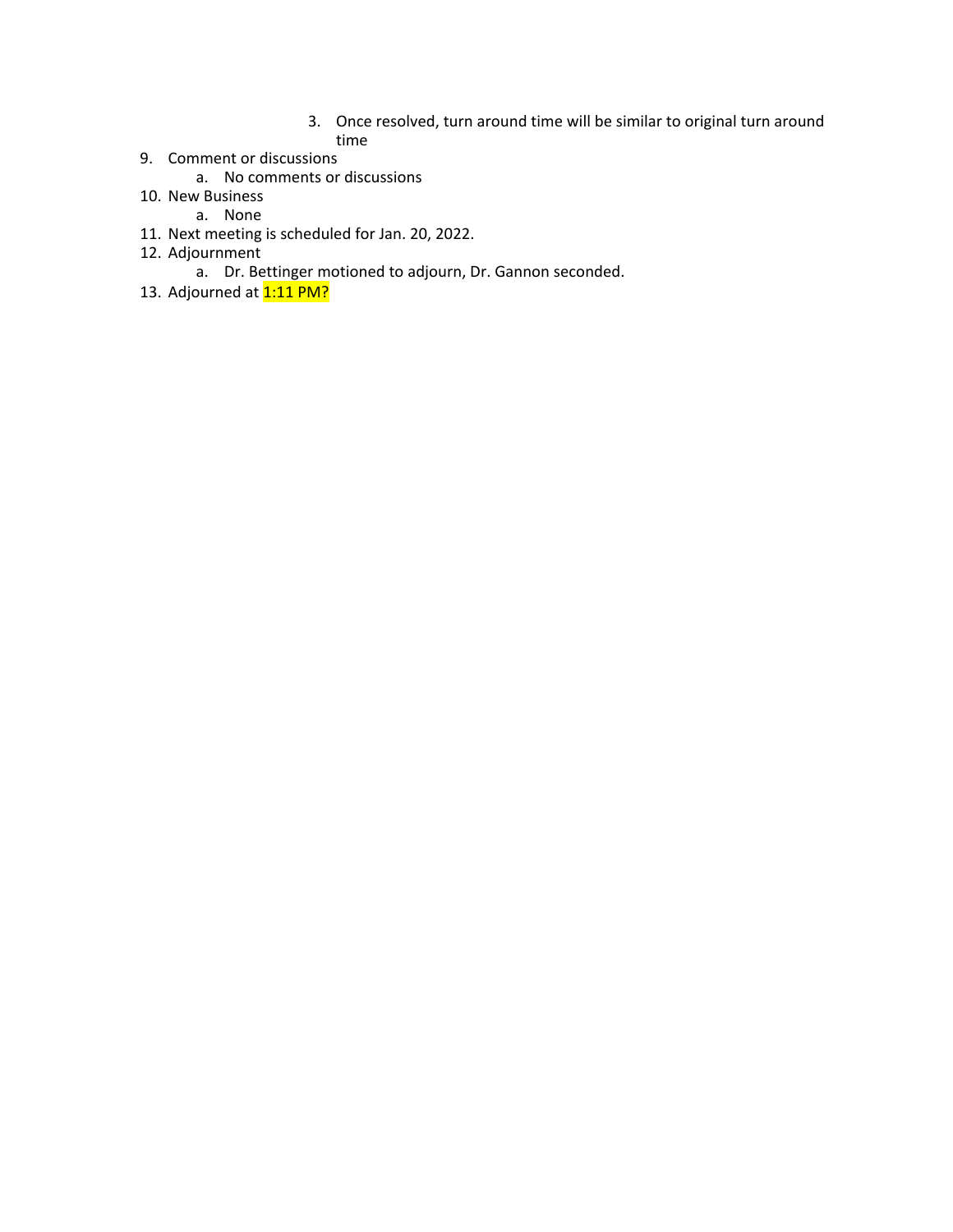3. Once resolved, turn around time will be similar to original turn around time

9. Comment or discussions
    a. No comments or discussions
10. New Business
    a. None
11. Next meeting is scheduled for Jan. 20, 2022.
12. Adjournment
    a. Dr. Bettinger motioned to adjourn, Dr. Gannon seconded.
13. Adjourned at 1:11 PM?